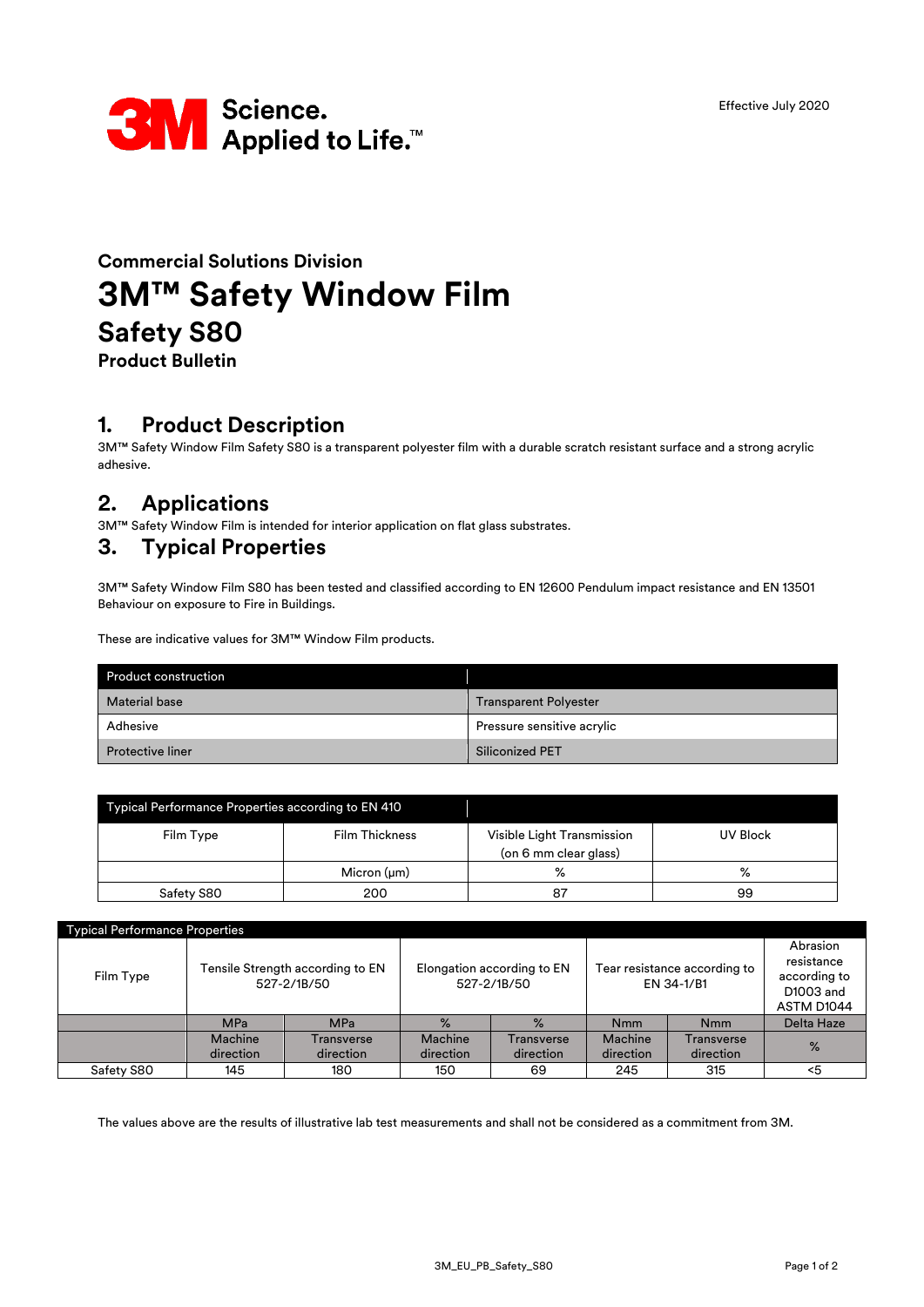3M Science. Applied to Life.™

Effective July 2020

## Commercial Solutions Division

# 3M™ Safety Window Film

## Safety S80

### Product Bulletin

## 1. Product Description

3M™ Safety Window Film Safety S80 is a transparent polyester film with a durable scratch resistant surface and a strong acrylic adhesive.

## 2. Applications

3M™ Safety Window Film is intended for interior application on flat glass substrates.

## 3. Typical Properties

3M™ Safety Window Film S80 has been tested and classified according to EN 12600 Pendulum impact resistance and EN 13501 Behaviour on exposure to Fire in Buildings.

These are indicative values for 3M™ Window Film products.

| Product construction | |
|---|---|
| Material base | Transparent Polyester |
| Adhesive | Pressure sensitive acrylic |
| Protective liner | Siliconized PET |

| Typical Performance Properties according to EN 410 | | | |
|---|---|---|---|
| Film Type | Film Thickness | Visible Light Transmission (on 6 mm clear glass) | UV Block |
| | Micron (μm) | % | % |
| Safety S80 | 200 | 87 | 99 |

| Typical Performance Properties | | | | | | | |
|---|---|---|---|---|---|---|---|
| Film Type | Tensile Strength according to EN 527-2/1B/50 | | Elongation according to EN 527-2/1B/50 | | Tear resistance according to EN 34-1/B1 | | Abrasion resistance according to D1003 and ASTM D1044 |
| | MPa | MPa | % | % | Nmm | Nmm | Delta Haze |
| | Machine direction | Transverse direction | Machine direction | Transverse direction | Machine direction | Transverse direction | % |
| Safety S80 | 145 | 180 | 150 | 69 | 245 | 315 | <5 |

The values above are the results of illustrative lab test measurements and shall not be considered as a commitment from 3M.

3M_EU_PB_Safety_S80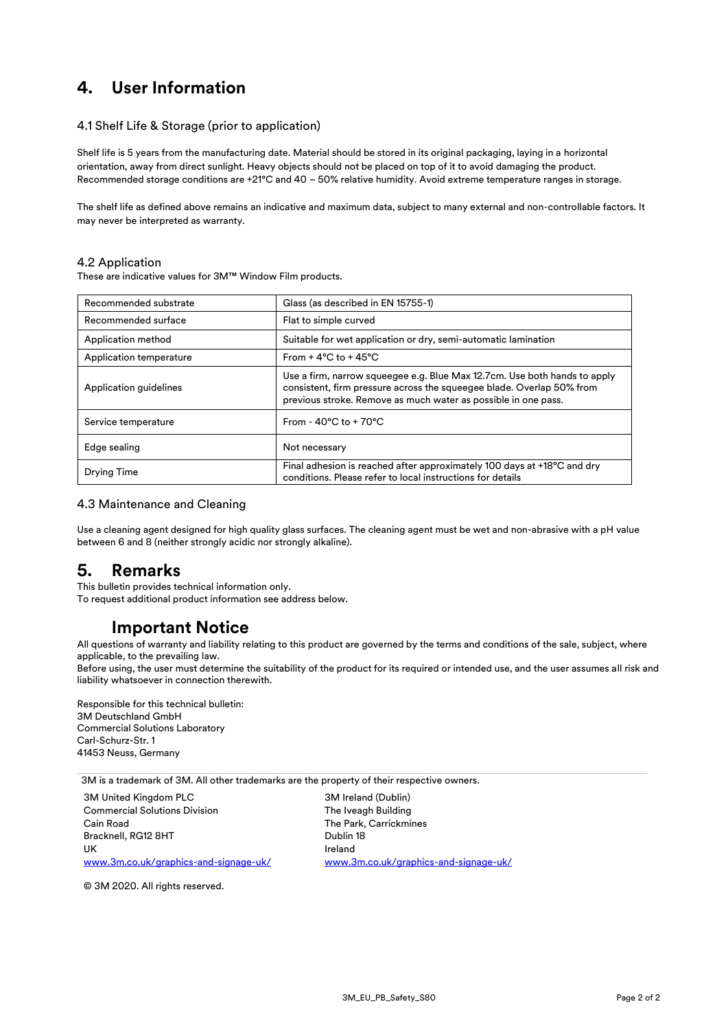# 4. User Information

## 4.1 Shelf Life & Storage (prior to application)

Shelf life is 5 years from the manufacturing date. Material should be stored in its original packaging, laying in a horizontal orientation, away from direct sunlight. Heavy objects should not be placed on top of it to avoid damaging the product. Recommended storage conditions are +21°C and 40 – 50% relative humidity. Avoid extreme temperature ranges in storage.

The shelf life as defined above remains an indicative and maximum data, subject to many external and non-controllable factors. It may never be interpreted as warranty.

## 4.2 Application

These are indicative values for 3M™ Window Film products.

| | |
|---|---|
| Recommended substrate | Glass (as described in EN 15755-1) |
| Recommended surface | Flat to simple curved |
| Application method | Suitable for wet application or dry, semi-automatic lamination |
| Application temperature | From + 4°C to + 45°C |
| Application guidelines | Use a firm, narrow squeegee e.g. Blue Max 12.7cm. Use both hands to apply consistent, firm pressure across the squeegee blade. Overlap 50% from previous stroke. Remove as much water as possible in one pass. |
| Service temperature | From - 40°C to + 70°C |
| Edge sealing | Not necessary |
| Drying Time | Final adhesion is reached after approximately 100 days at +18°C and dry conditions. Please refer to local instructions for details |

## 4.3 Maintenance and Cleaning

Use a cleaning agent designed for high quality glass surfaces. The cleaning agent must be wet and non-abrasive with a pH value between 6 and 8 (neither strongly acidic nor strongly alkaline).

# 5. Remarks

This bulletin provides technical information only.
To request additional product information see address below.

## Important Notice

All questions of warranty and liability relating to this product are governed by the terms and conditions of the sale, subject, where applicable, to the prevailing law.
Before using, the user must determine the suitability of the product for its required or intended use, and the user assumes all risk and liability whatsoever in connection therewith.

Responsible for this technical bulletin:
3M Deutschland GmbH
Commercial Solutions Laboratory
Carl-Schurz-Str. 1
41453 Neuss, Germany

3M is a trademark of 3M. All other trademarks are the property of their respective owners.

3M United Kingdom PLC
Commercial Solutions Division
Cain Road
Bracknell, RG12 8HT
UK
www.3m.co.uk/graphics-and-signage-uk/

3M Ireland (Dublin)
The Iveagh Building
The Park, Carrickmines
Dublin 18
Ireland
www.3m.co.uk/graphics-and-signage-uk/

© 3M 2020. All rights reserved.

3M_EU_PB_Safety_S80